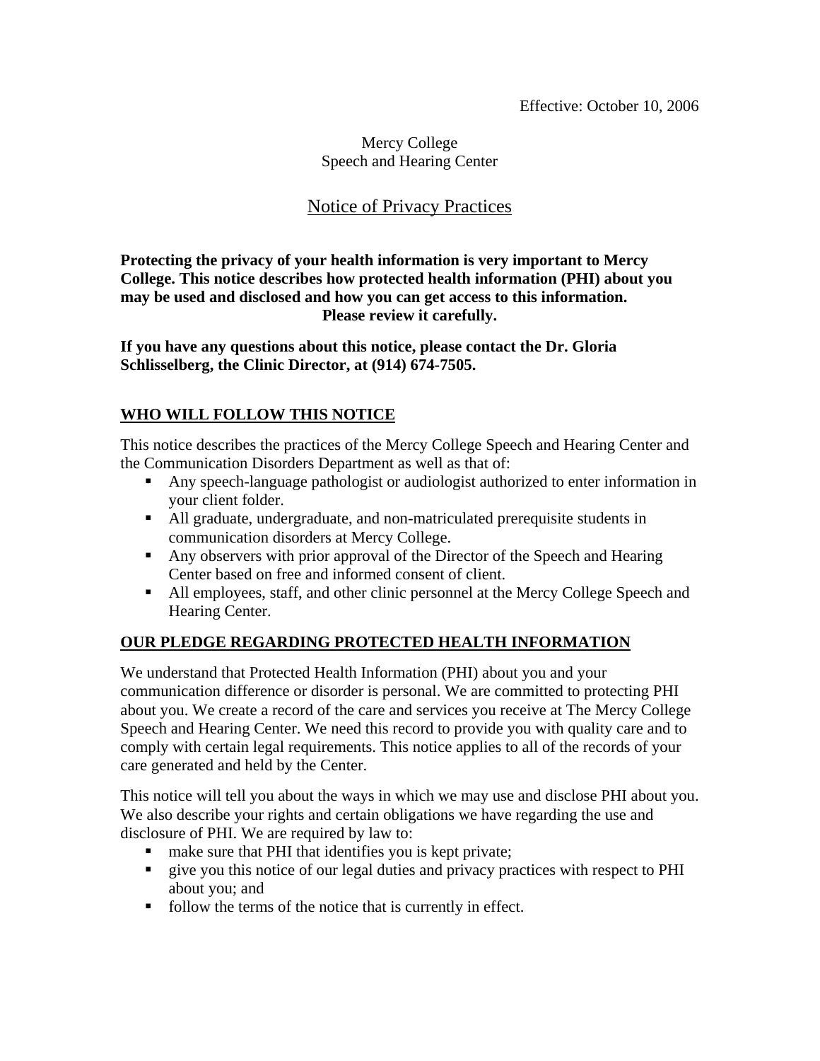Effective: October 10, 2006

Mercy College
Speech and Hearing Center

# Notice of Privacy Practices

**Protecting the privacy of your health information is very important to Mercy College. This notice describes how protected health information (PHI) about you may be used and disclosed and how you can get access to this information. Please review it carefully.**

**If you have any questions about this notice, please contact the Dr. Gloria Schlisselberg, the Clinic Director, at (914) 674-7505.**

## WHO WILL FOLLOW THIS NOTICE

This notice describes the practices of the Mercy College Speech and Hearing Center and the Communication Disorders Department as well as that of:

- Any speech-language pathologist or audiologist authorized to enter information in your client folder.
- All graduate, undergraduate, and non-matriculated prerequisite students in communication disorders at Mercy College.
- Any observers with prior approval of the Director of the Speech and Hearing Center based on free and informed consent of client.
- All employees, staff, and other clinic personnel at the Mercy College Speech and Hearing Center.

## OUR PLEDGE REGARDING PROTECTED HEALTH INFORMATION

We understand that Protected Health Information (PHI) about you and your communication difference or disorder is personal. We are committed to protecting PHI about you. We create a record of the care and services you receive at The Mercy College Speech and Hearing Center. We need this record to provide you with quality care and to comply with certain legal requirements. This notice applies to all of the records of your care generated and held by the Center.

This notice will tell you about the ways in which we may use and disclose PHI about you. We also describe your rights and certain obligations we have regarding the use and disclosure of PHI. We are required by law to:

- make sure that PHI that identifies you is kept private;
- give you this notice of our legal duties and privacy practices with respect to PHI about you; and
- follow the terms of the notice that is currently in effect.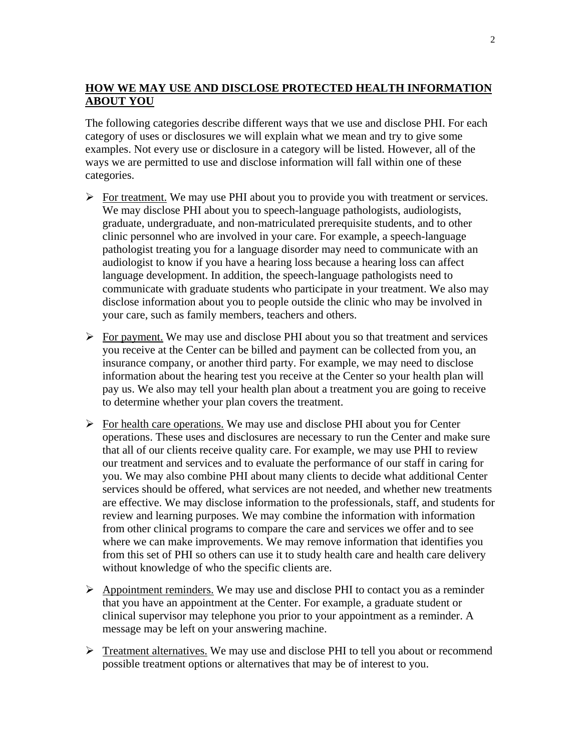## HOW WE MAY USE AND DISCLOSE PROTECTED HEALTH INFORMATION ABOUT YOU

The following categories describe different ways that we use and disclose PHI. For each category of uses or disclosures we will explain what we mean and try to give some examples. Not every use or disclosure in a category will be listed. However, all of the ways we are permitted to use and disclose information will fall within one of these categories.

- For treatment. We may use PHI about you to provide you with treatment or services. We may disclose PHI about you to speech-language pathologists, audiologists, graduate, undergraduate, and non-matriculated prerequisite students, and to other clinic personnel who are involved in your care. For example, a speech-language pathologist treating you for a language disorder may need to communicate with an audiologist to know if you have a hearing loss because a hearing loss can affect language development. In addition, the speech-language pathologists need to communicate with graduate students who participate in your treatment. We also may disclose information about you to people outside the clinic who may be involved in your care, such as family members, teachers and others.

- For payment. We may use and disclose PHI about you so that treatment and services you receive at the Center can be billed and payment can be collected from you, an insurance company, or another third party. For example, we may need to disclose information about the hearing test you receive at the Center so your health plan will pay us. We also may tell your health plan about a treatment you are going to receive to determine whether your plan covers the treatment.

- For health care operations. We may use and disclose PHI about you for Center operations. These uses and disclosures are necessary to run the Center and make sure that all of our clients receive quality care. For example, we may use PHI to review our treatment and services and to evaluate the performance of our staff in caring for you. We may also combine PHI about many clients to decide what additional Center services should be offered, what services are not needed, and whether new treatments are effective. We may disclose information to the professionals, staff, and students for review and learning purposes. We may combine the information with information from other clinical programs to compare the care and services we offer and to see where we can make improvements. We may remove information that identifies you from this set of PHI so others can use it to study health care and health care delivery without knowledge of who the specific clients are.

- Appointment reminders. We may use and disclose PHI to contact you as a reminder that you have an appointment at the Center. For example, a graduate student or clinical supervisor may telephone you prior to your appointment as a reminder. A message may be left on your answering machine.

- Treatment alternatives. We may use and disclose PHI to tell you about or recommend possible treatment options or alternatives that may be of interest to you.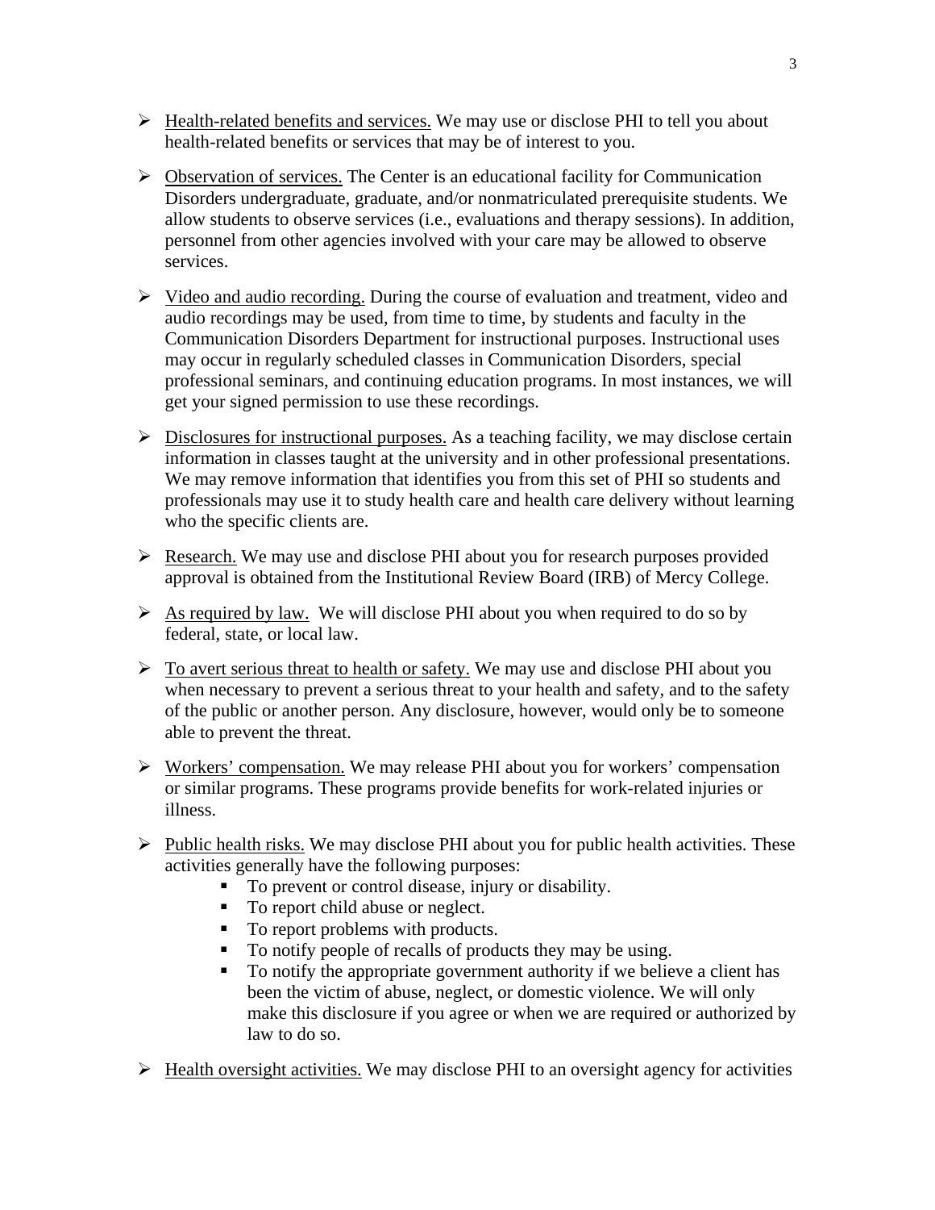- <u>Health-related benefits and services.</u> We may use or disclose PHI to tell you about health-related benefits or services that may be of interest to you.

- <u>Observation of services.</u> The Center is an educational facility for Communication Disorders undergraduate, graduate, and/or nonmatriculated prerequisite students. We allow students to observe services (i.e., evaluations and therapy sessions). In addition, personnel from other agencies involved with your care may be allowed to observe services.

- <u>Video and audio recording.</u> During the course of evaluation and treatment, video and audio recordings may be used, from time to time, by students and faculty in the Communication Disorders Department for instructional purposes. Instructional uses may occur in regularly scheduled classes in Communication Disorders, special professional seminars, and continuing education programs. In most instances, we will get your signed permission to use these recordings.

- <u>Disclosures for instructional purposes.</u> As a teaching facility, we may disclose certain information in classes taught at the university and in other professional presentations. We may remove information that identifies you from this set of PHI so students and professionals may use it to study health care and health care delivery without learning who the specific clients are.

- <u>Research.</u> We may use and disclose PHI about you for research purposes provided approval is obtained from the Institutional Review Board (IRB) of Mercy College.

- <u>As required by law.</u> We will disclose PHI about you when required to do so by federal, state, or local law.

- <u>To avert serious threat to health or safety.</u> We may use and disclose PHI about you when necessary to prevent a serious threat to your health and safety, and to the safety of the public or another person. Any disclosure, however, would only be to someone able to prevent the threat.

- <u>Workers' compensation.</u> We may release PHI about you for workers' compensation or similar programs. These programs provide benefits for work-related injuries or illness.

- <u>Public health risks.</u> We may disclose PHI about you for public health activities. These activities generally have the following purposes:
  - To prevent or control disease, injury or disability.
  - To report child abuse or neglect.
  - To report problems with products.
  - To notify people of recalls of products they may be using.
  - To notify the appropriate government authority if we believe a client has been the victim of abuse, neglect, or domestic violence. We will only make this disclosure if you agree or when we are required or authorized by law to do so.

- <u>Health oversight activities.</u> We may disclose PHI to an oversight agency for activities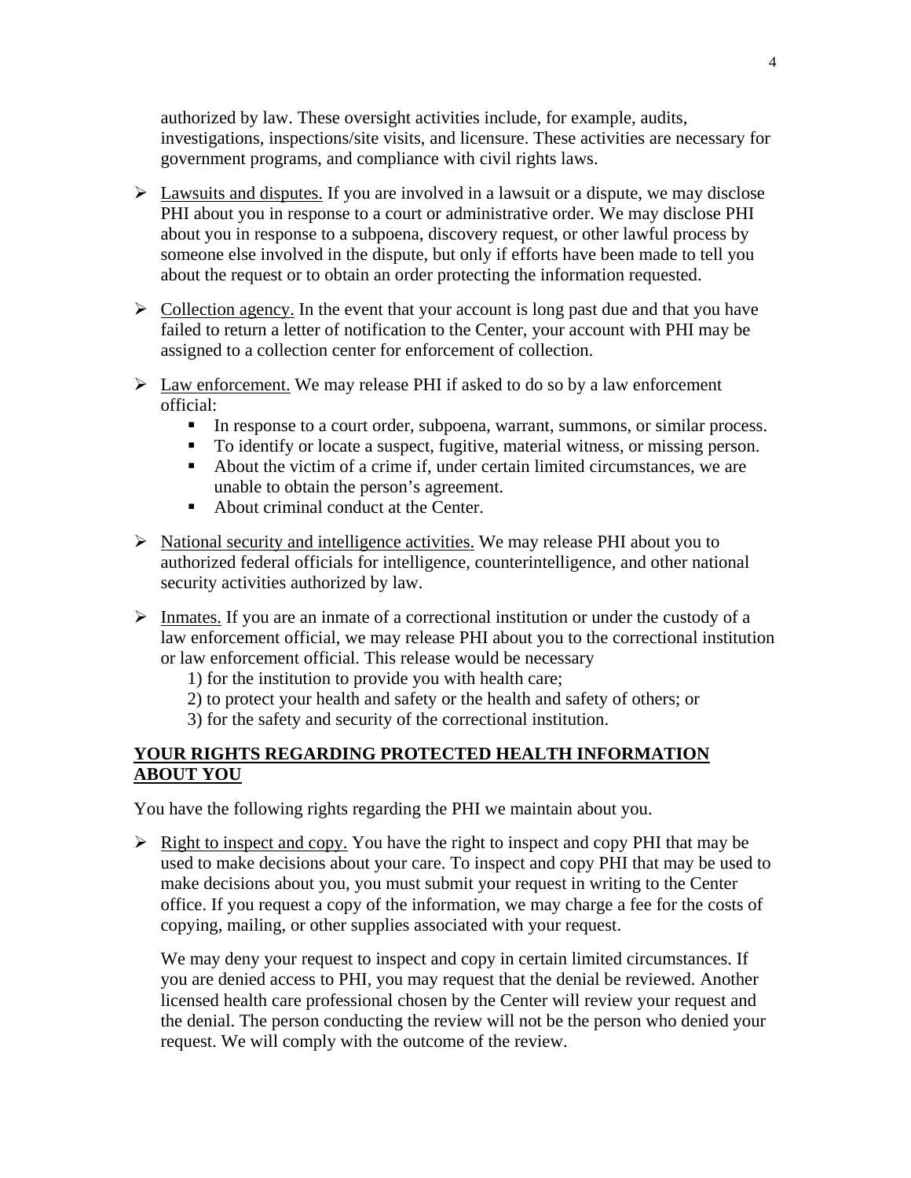authorized by law. These oversight activities include, for example, audits, investigations, inspections/site visits, and licensure. These activities are necessary for government programs, and compliance with civil rights laws.

- Lawsuits and disputes. If you are involved in a lawsuit or a dispute, we may disclose PHI about you in response to a court or administrative order. We may disclose PHI about you in response to a subpoena, discovery request, or other lawful process by someone else involved in the dispute, but only if efforts have been made to tell you about the request or to obtain an order protecting the information requested.

- Collection agency. In the event that your account is long past due and that you have failed to return a letter of notification to the Center, your account with PHI may be assigned to a collection center for enforcement of collection.

- Law enforcement. We may release PHI if asked to do so by a law enforcement official:
  - In response to a court order, subpoena, warrant, summons, or similar process.
  - To identify or locate a suspect, fugitive, material witness, or missing person.
  - About the victim of a crime if, under certain limited circumstances, we are unable to obtain the person's agreement.
  - About criminal conduct at the Center.

- National security and intelligence activities. We may release PHI about you to authorized federal officials for intelligence, counterintelligence, and other national security activities authorized by law.

- Inmates. If you are an inmate of a correctional institution or under the custody of a law enforcement official, we may release PHI about you to the correctional institution or law enforcement official. This release would be necessary
  1) for the institution to provide you with health care;
  2) to protect your health and safety or the health and safety of others; or
  3) for the safety and security of the correctional institution.

## YOUR RIGHTS REGARDING PROTECTED HEALTH INFORMATION ABOUT YOU

You have the following rights regarding the PHI we maintain about you.

- Right to inspect and copy. You have the right to inspect and copy PHI that may be used to make decisions about your care. To inspect and copy PHI that may be used to make decisions about you, you must submit your request in writing to the Center office. If you request a copy of the information, we may charge a fee for the costs of copying, mailing, or other supplies associated with your request.

  We may deny your request to inspect and copy in certain limited circumstances. If you are denied access to PHI, you may request that the denial be reviewed. Another licensed health care professional chosen by the Center will review your request and the denial. The person conducting the review will not be the person who denied your request. We will comply with the outcome of the review.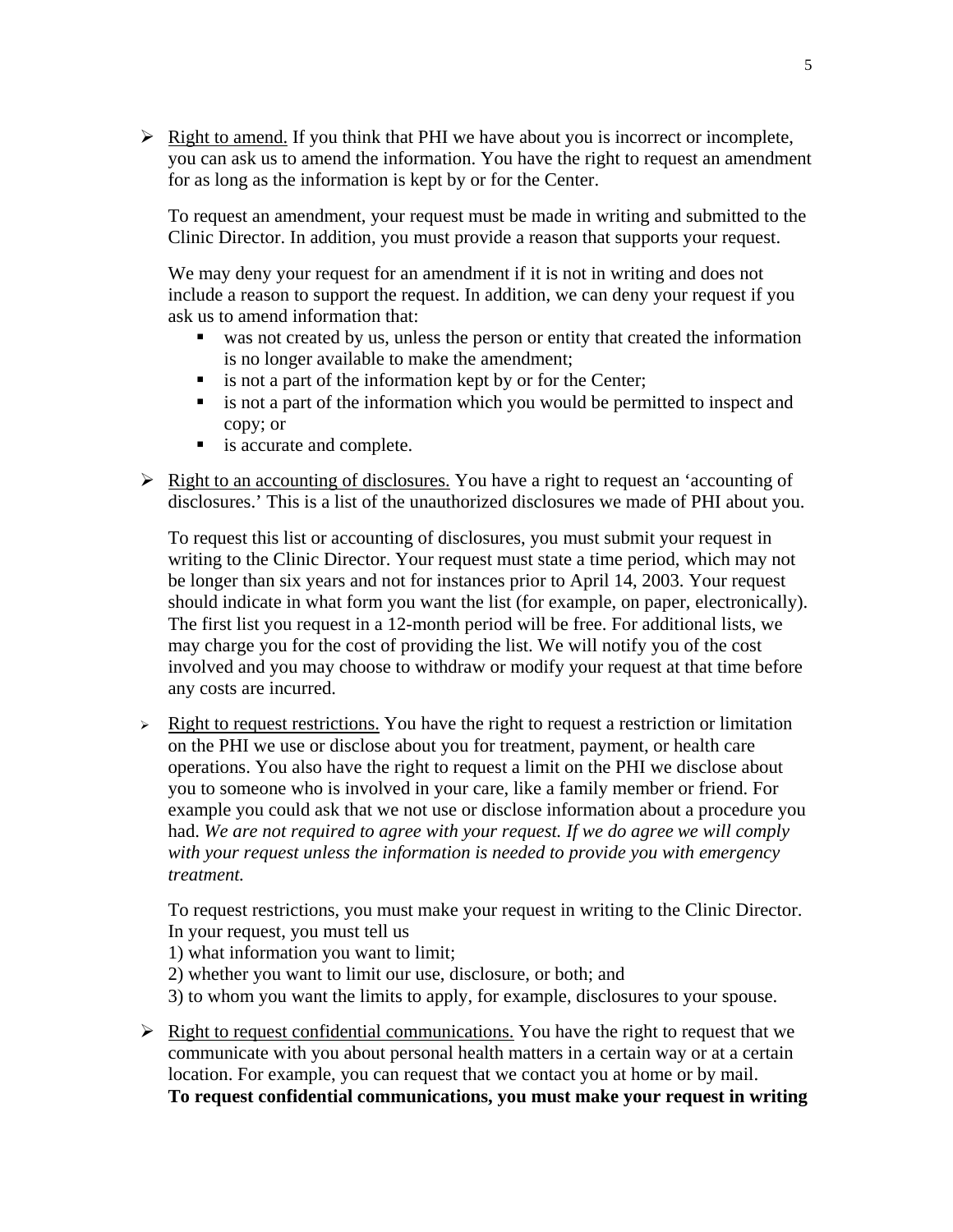- <u>Right to amend.</u> If you think that PHI we have about you is incorrect or incomplete, you can ask us to amend the information. You have the right to request an amendment for as long as the information is kept by or for the Center.

  To request an amendment, your request must be made in writing and submitted to the Clinic Director. In addition, you must provide a reason that supports your request.

  We may deny your request for an amendment if it is not in writing and does not include a reason to support the request. In addition, we can deny your request if you ask us to amend information that:

  - was not created by us, unless the person or entity that created the information is no longer available to make the amendment;
  - is not a part of the information kept by or for the Center;
  - is not a part of the information which you would be permitted to inspect and copy; or
  - is accurate and complete.

- <u>Right to an accounting of disclosures.</u> You have a right to request an 'accounting of disclosures.' This is a list of the unauthorized disclosures we made of PHI about you.

  To request this list or accounting of disclosures, you must submit your request in writing to the Clinic Director. Your request must state a time period, which may not be longer than six years and not for instances prior to April 14, 2003. Your request should indicate in what form you want the list (for example, on paper, electronically). The first list you request in a 12-month period will be free. For additional lists, we may charge you for the cost of providing the list. We will notify you of the cost involved and you may choose to withdraw or modify your request at that time before any costs are incurred.

- <u>Right to request restrictions.</u> You have the right to request a restriction or limitation on the PHI we use or disclose about you for treatment, payment, or health care operations. You also have the right to request a limit on the PHI we disclose about you to someone who is involved in your care, like a family member or friend. For example you could ask that we not use or disclose information about a procedure you had. *We are not required to agree with your request. If we do agree we will comply with your request unless the information is needed to provide you with emergency treatment.*

  To request restrictions, you must make your request in writing to the Clinic Director. In your request, you must tell us

  1) what information you want to limit;
  2) whether you want to limit our use, disclosure, or both; and
  3) to whom you want the limits to apply, for example, disclosures to your spouse.

- <u>Right to request confidential communications.</u> You have the right to request that we communicate with you about personal health matters in a certain way or at a certain location. For example, you can request that we contact you at home or by mail. **To request confidential communications, you must make your request in writing**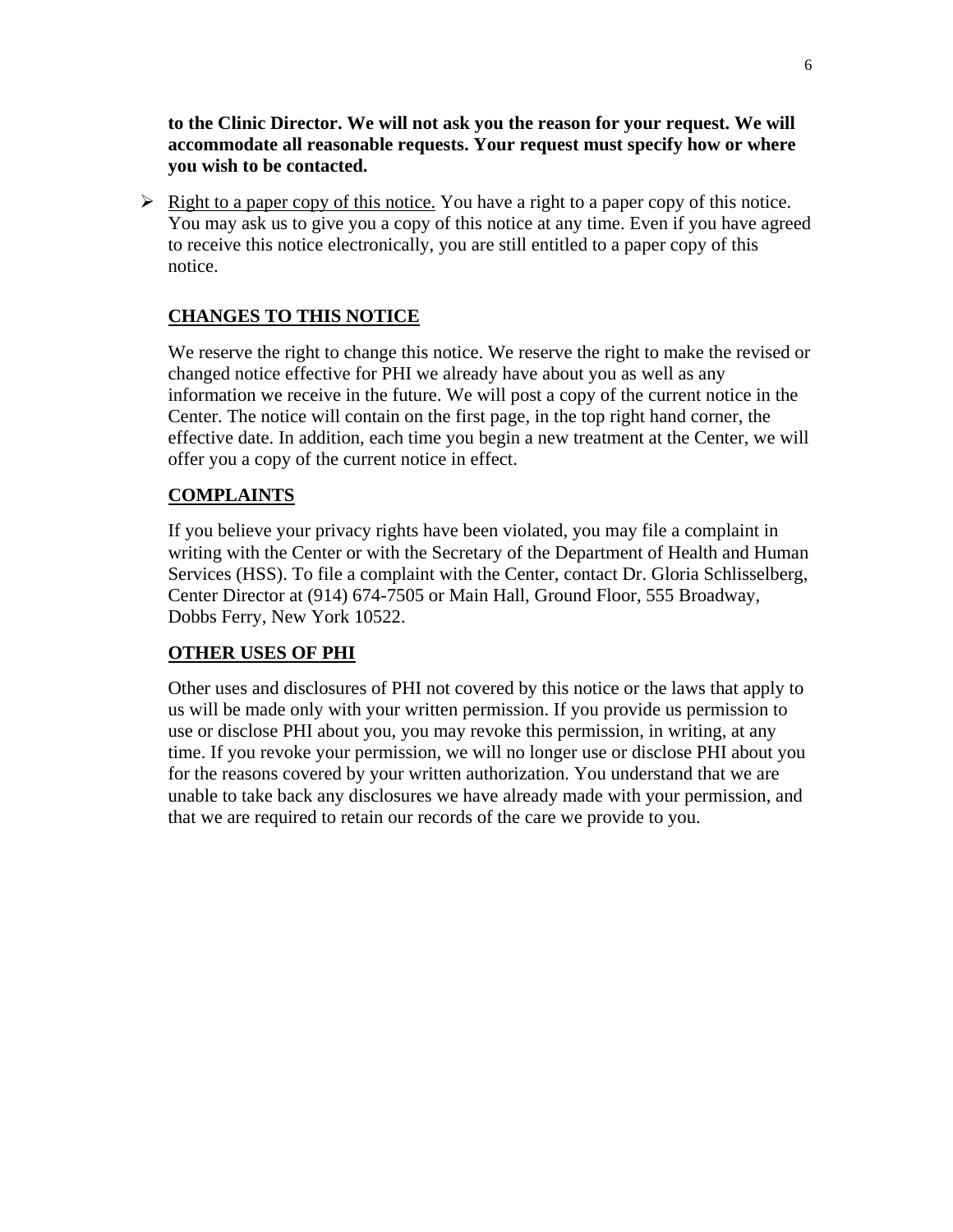**to the Clinic Director. We will not ask you the reason for your request. We will accommodate all reasonable requests. Your request must specify how or where you wish to be contacted.**

- Right to a paper copy of this notice. You have a right to a paper copy of this notice. You may ask us to give you a copy of this notice at any time. Even if you have agreed to receive this notice electronically, you are still entitled to a paper copy of this notice.

## CHANGES TO THIS NOTICE

We reserve the right to change this notice. We reserve the right to make the revised or changed notice effective for PHI we already have about you as well as any information we receive in the future. We will post a copy of the current notice in the Center. The notice will contain on the first page, in the top right hand corner, the effective date. In addition, each time you begin a new treatment at the Center, we will offer you a copy of the current notice in effect.

## COMPLAINTS

If you believe your privacy rights have been violated, you may file a complaint in writing with the Center or with the Secretary of the Department of Health and Human Services (HSS). To file a complaint with the Center, contact Dr. Gloria Schlisselberg, Center Director at (914) 674-7505 or Main Hall, Ground Floor, 555 Broadway, Dobbs Ferry, New York 10522.

## OTHER USES OF PHI

Other uses and disclosures of PHI not covered by this notice or the laws that apply to us will be made only with your written permission. If you provide us permission to use or disclose PHI about you, you may revoke this permission, in writing, at any time. If you revoke your permission, we will no longer use or disclose PHI about you for the reasons covered by your written authorization. You understand that we are unable to take back any disclosures we have already made with your permission, and that we are required to retain our records of the care we provide to you.